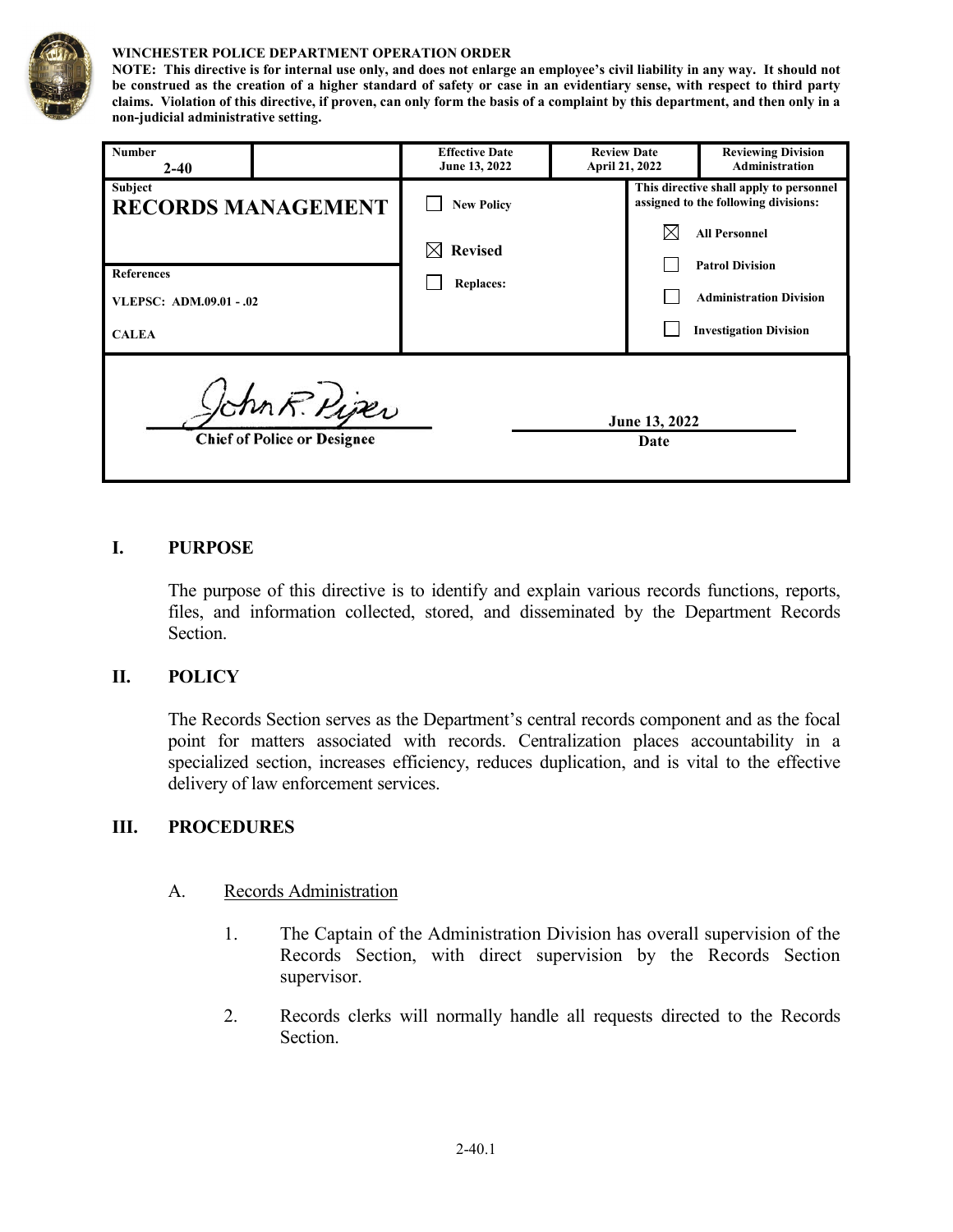**WINCHESTER POLICE DEPARTMENT OPERATION ORDER**

**NOTE: This directive is for internal use only, and does not enlarge an employee's civil liability in any way. It should not be construed as the creation of a higher standard of safety or case in an evidentiary sense, with respect to third party claims. Violation of this directive, if proven, can only form the basis of a complaint by this department, and then only in a non-judicial administrative setting.**

| **Number** 2-40 | | **Effective Date** June 13, 2022 | **Review Date** April 21, 2022 | **Reviewing Division** Administration |
|---|---|---|---|---|
| **Subject** **RECORDS MANAGEMENT** | | ☐ New Policy ☒ Revised ☐ Replaces: | | **This directive shall apply to personnel assigned to the following divisions:** ☒ All Personnel ☐ Patrol Division ☐ Administration Division ☐ Investigation Division |
| **References** VLEPSC: ADM.09.01 - .02 CALEA | | | | |

Chief of Police or Designee — June 13, 2022 (Date)

## I. PURPOSE

The purpose of this directive is to identify and explain various records functions, reports, files, and information collected, stored, and disseminated by the Department Records Section.

## II. POLICY

The Records Section serves as the Department's central records component and as the focal point for matters associated with records. Centralization places accountability in a specialized section, increases efficiency, reduces duplication, and is vital to the effective delivery of law enforcement services.

## III. PROCEDURES

### A. Records Administration

1. The Captain of the Administration Division has overall supervision of the Records Section, with direct supervision by the Records Section supervisor.

2. Records clerks will normally handle all requests directed to the Records Section.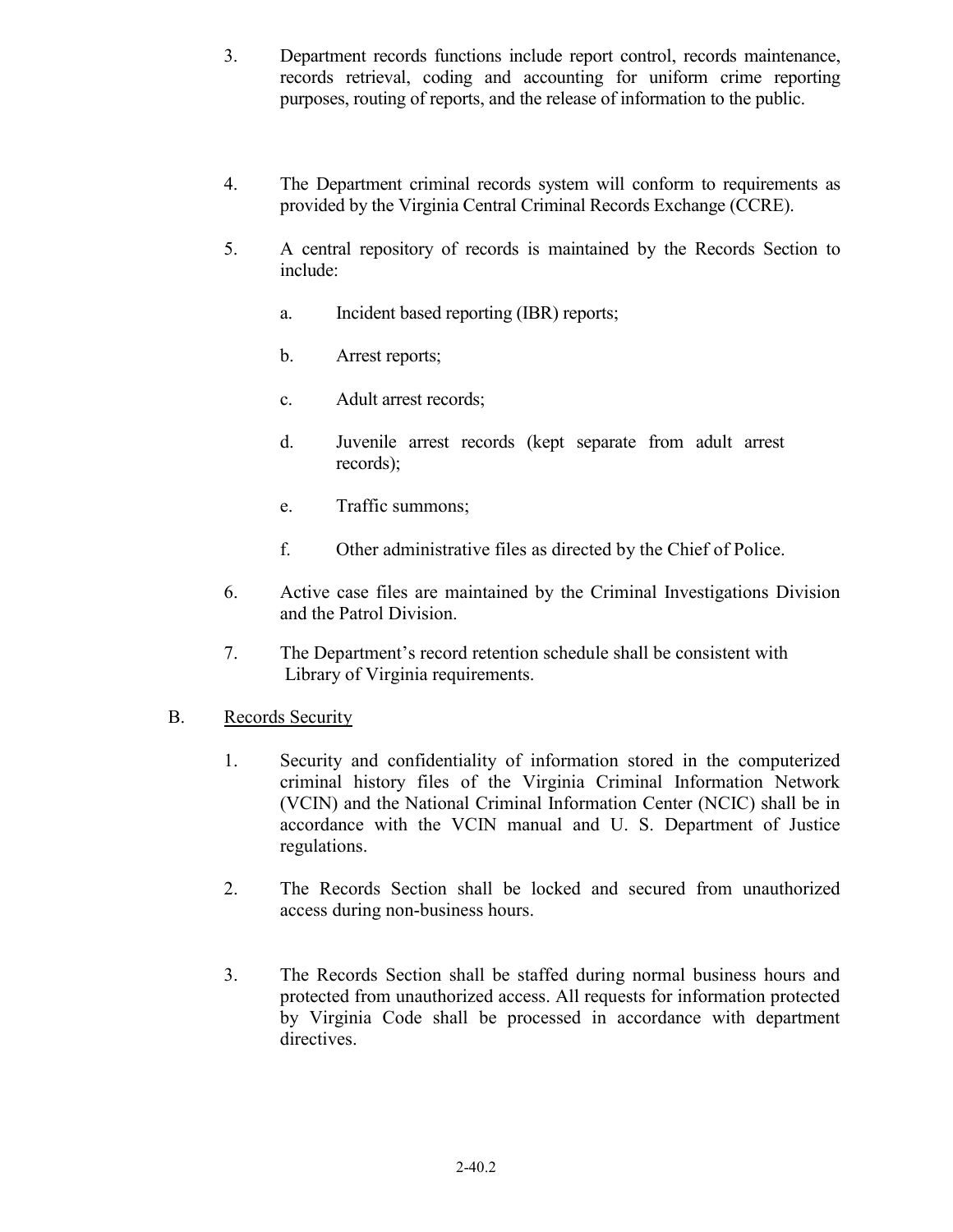3. Department records functions include report control, records maintenance, records retrieval, coding and accounting for uniform crime reporting purposes, routing of reports, and the release of information to the public.

4. The Department criminal records system will conform to requirements as provided by the Virginia Central Criminal Records Exchange (CCRE).

5. A central repository of records is maintained by the Records Section to include:

   a. Incident based reporting (IBR) reports;

   b. Arrest reports;

   c. Adult arrest records;

   d. Juvenile arrest records (kept separate from adult arrest records);

   e. Traffic summons;

   f. Other administrative files as directed by the Chief of Police.

6. Active case files are maintained by the Criminal Investigations Division and the Patrol Division.

7. The Department's record retention schedule shall be consistent with Library of Virginia requirements.

B. <u>Records Security</u>

1. Security and confidentiality of information stored in the computerized criminal history files of the Virginia Criminal Information Network (VCIN) and the National Criminal Information Center (NCIC) shall be in accordance with the VCIN manual and U. S. Department of Justice regulations.

2. The Records Section shall be locked and secured from unauthorized access during non-business hours.

3. The Records Section shall be staffed during normal business hours and protected from unauthorized access. All requests for information protected by Virginia Code shall be processed in accordance with department directives.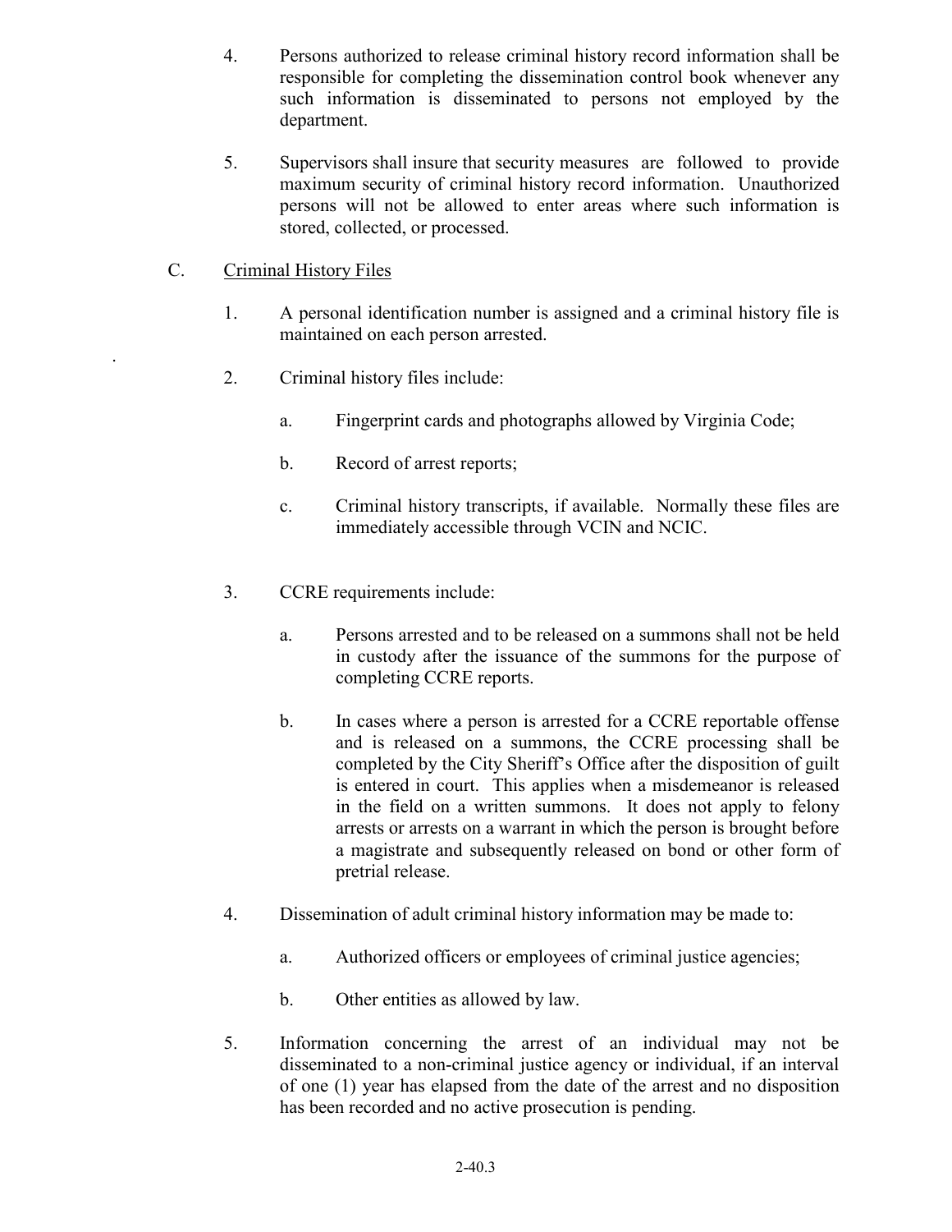4. Persons authorized to release criminal history record information shall be responsible for completing the dissemination control book whenever any such information is disseminated to persons not employed by the department.

5. Supervisors shall insure that security measures are followed to provide maximum security of criminal history record information. Unauthorized persons will not be allowed to enter areas where such information is stored, collected, or processed.

C. Criminal History Files

1. A personal identification number is assigned and a criminal history file is maintained on each person arrested.

2. Criminal history files include:

   a. Fingerprint cards and photographs allowed by Virginia Code;

   b. Record of arrest reports;

   c. Criminal history transcripts, if available. Normally these files are immediately accessible through VCIN and NCIC.

3. CCRE requirements include:

   a. Persons arrested and to be released on a summons shall not be held in custody after the issuance of the summons for the purpose of completing CCRE reports.

   b. In cases where a person is arrested for a CCRE reportable offense and is released on a summons, the CCRE processing shall be completed by the City Sheriff's Office after the disposition of guilt is entered in court. This applies when a misdemeanor is released in the field on a written summons. It does not apply to felony arrests or arrests on a warrant in which the person is brought before a magistrate and subsequently released on bond or other form of pretrial release.

4. Dissemination of adult criminal history information may be made to:

   a. Authorized officers or employees of criminal justice agencies;

   b. Other entities as allowed by law.

5. Information concerning the arrest of an individual may not be disseminated to a non-criminal justice agency or individual, if an interval of one (1) year has elapsed from the date of the arrest and no disposition has been recorded and no active prosecution is pending.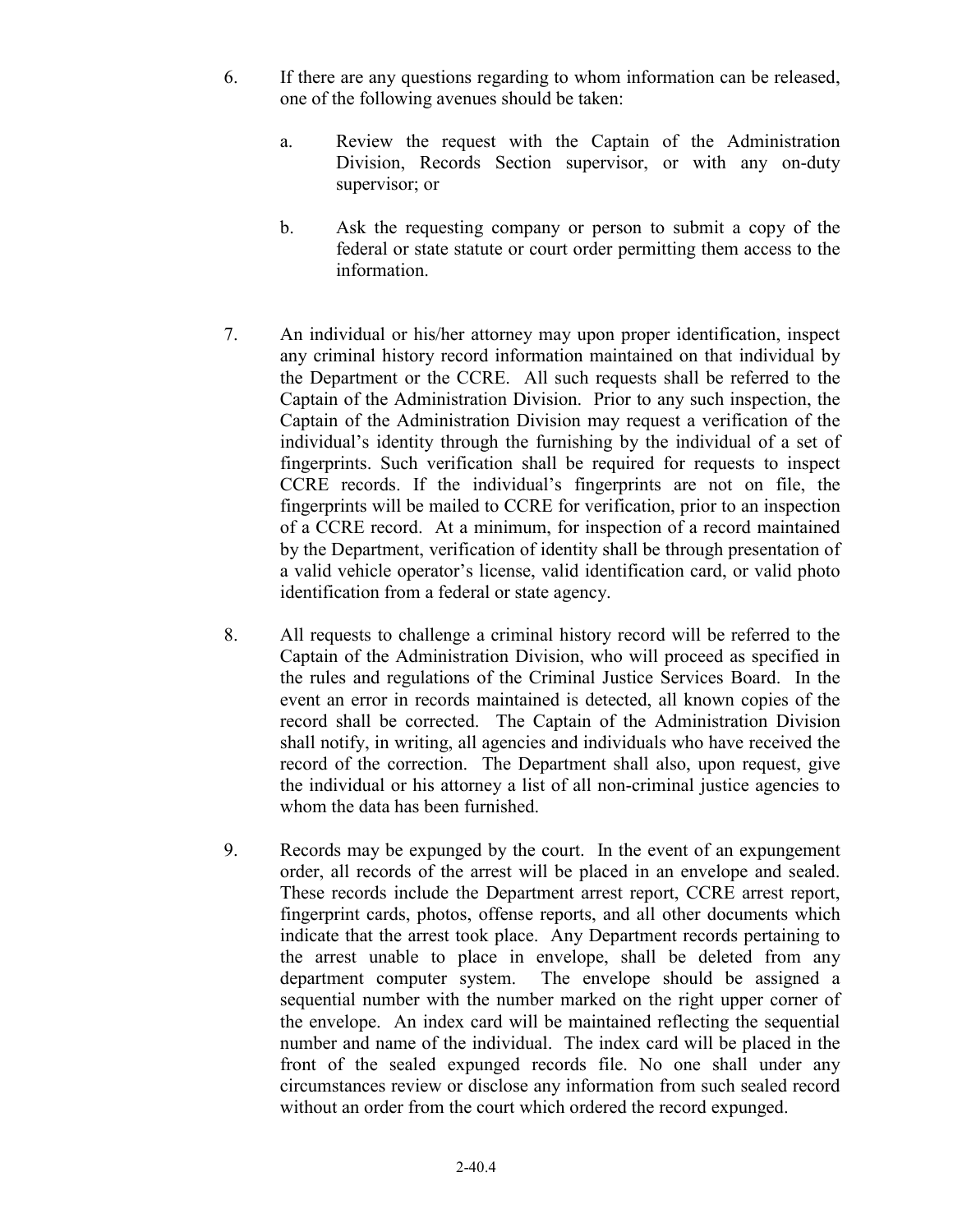6. If there are any questions regarding to whom information can be released, one of the following avenues should be taken:

   a. Review the request with the Captain of the Administration Division, Records Section supervisor, or with any on-duty supervisor; or

   b. Ask the requesting company or person to submit a copy of the federal or state statute or court order permitting them access to the information.

7. An individual or his/her attorney may upon proper identification, inspect any criminal history record information maintained on that individual by the Department or the CCRE. All such requests shall be referred to the Captain of the Administration Division. Prior to any such inspection, the Captain of the Administration Division may request a verification of the individual's identity through the furnishing by the individual of a set of fingerprints. Such verification shall be required for requests to inspect CCRE records. If the individual's fingerprints are not on file, the fingerprints will be mailed to CCRE for verification, prior to an inspection of a CCRE record. At a minimum, for inspection of a record maintained by the Department, verification of identity shall be through presentation of a valid vehicle operator's license, valid identification card, or valid photo identification from a federal or state agency.

8. All requests to challenge a criminal history record will be referred to the Captain of the Administration Division, who will proceed as specified in the rules and regulations of the Criminal Justice Services Board. In the event an error in records maintained is detected, all known copies of the record shall be corrected. The Captain of the Administration Division shall notify, in writing, all agencies and individuals who have received the record of the correction. The Department shall also, upon request, give the individual or his attorney a list of all non-criminal justice agencies to whom the data has been furnished.

9. Records may be expunged by the court. In the event of an expungement order, all records of the arrest will be placed in an envelope and sealed. These records include the Department arrest report, CCRE arrest report, fingerprint cards, photos, offense reports, and all other documents which indicate that the arrest took place. Any Department records pertaining to the arrest unable to place in envelope, shall be deleted from any department computer system. The envelope should be assigned a sequential number with the number marked on the right upper corner of the envelope. An index card will be maintained reflecting the sequential number and name of the individual. The index card will be placed in the front of the sealed expunged records file. No one shall under any circumstances review or disclose any information from such sealed record without an order from the court which ordered the record expunged.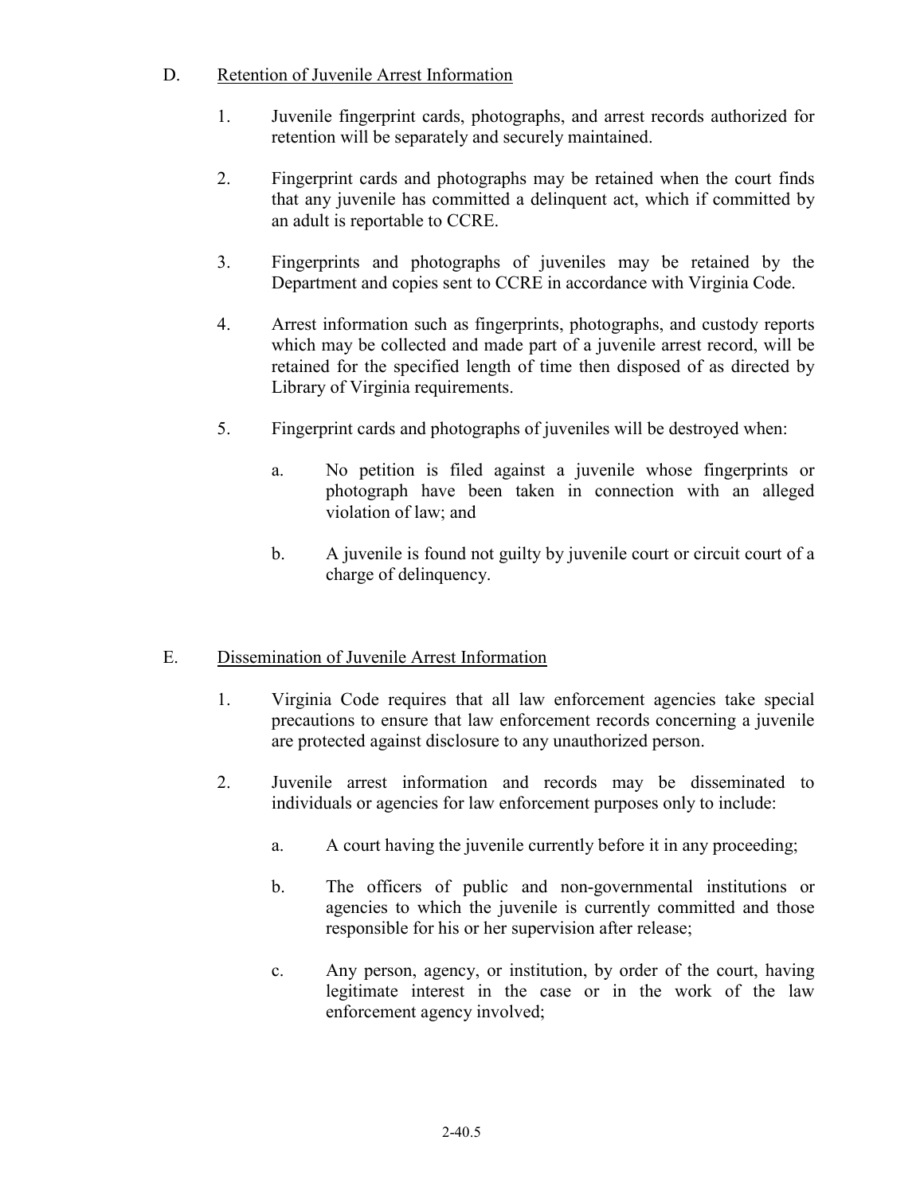D. Retention of Juvenile Arrest Information

1. Juvenile fingerprint cards, photographs, and arrest records authorized for retention will be separately and securely maintained.

2. Fingerprint cards and photographs may be retained when the court finds that any juvenile has committed a delinquent act, which if committed by an adult is reportable to CCRE.

3. Fingerprints and photographs of juveniles may be retained by the Department and copies sent to CCRE in accordance with Virginia Code.

4. Arrest information such as fingerprints, photographs, and custody reports which may be collected and made part of a juvenile arrest record, will be retained for the specified length of time then disposed of as directed by Library of Virginia requirements.

5. Fingerprint cards and photographs of juveniles will be destroyed when:

   a. No petition is filed against a juvenile whose fingerprints or photograph have been taken in connection with an alleged violation of law; and

   b. A juvenile is found not guilty by juvenile court or circuit court of a charge of delinquency.

E. Dissemination of Juvenile Arrest Information

1. Virginia Code requires that all law enforcement agencies take special precautions to ensure that law enforcement records concerning a juvenile are protected against disclosure to any unauthorized person.

2. Juvenile arrest information and records may be disseminated to individuals or agencies for law enforcement purposes only to include:

   a. A court having the juvenile currently before it in any proceeding;

   b. The officers of public and non-governmental institutions or agencies to which the juvenile is currently committed and those responsible for his or her supervision after release;

   c. Any person, agency, or institution, by order of the court, having legitimate interest in the case or in the work of the law enforcement agency involved;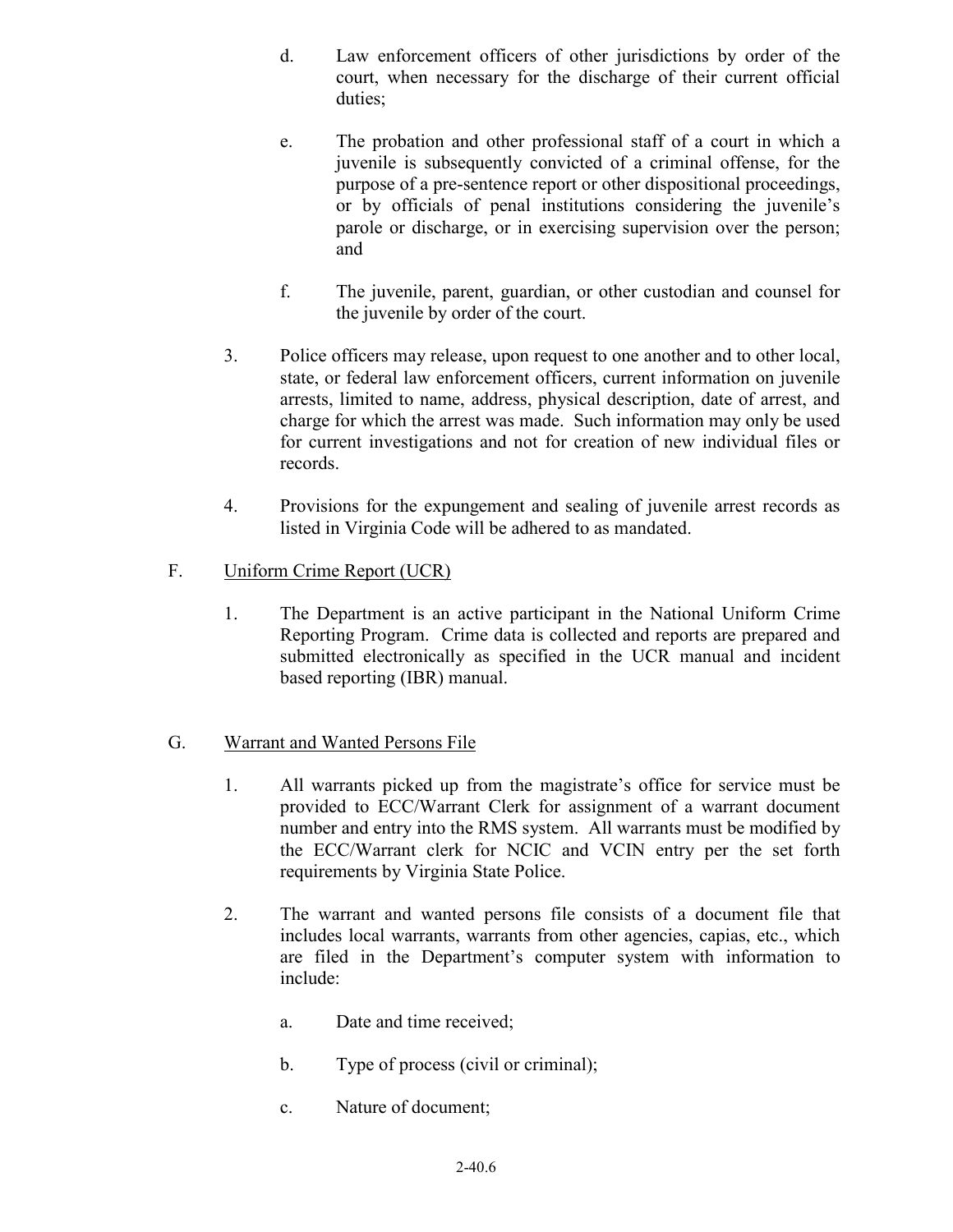d. Law enforcement officers of other jurisdictions by order of the court, when necessary for the discharge of their current official duties;

e. The probation and other professional staff of a court in which a juvenile is subsequently convicted of a criminal offense, for the purpose of a pre-sentence report or other dispositional proceedings, or by officials of penal institutions considering the juvenile's parole or discharge, or in exercising supervision over the person; and

f. The juvenile, parent, guardian, or other custodian and counsel for the juvenile by order of the court.

3. Police officers may release, upon request to one another and to other local, state, or federal law enforcement officers, current information on juvenile arrests, limited to name, address, physical description, date of arrest, and charge for which the arrest was made. Such information may only be used for current investigations and not for creation of new individual files or records.

4. Provisions for the expungement and sealing of juvenile arrest records as listed in Virginia Code will be adhered to as mandated.

F. <u>Uniform Crime Report (UCR)</u>

1. The Department is an active participant in the National Uniform Crime Reporting Program. Crime data is collected and reports are prepared and submitted electronically as specified in the UCR manual and incident based reporting (IBR) manual.

G. <u>Warrant and Wanted Persons File</u>

1. All warrants picked up from the magistrate's office for service must be provided to ECC/Warrant Clerk for assignment of a warrant document number and entry into the RMS system. All warrants must be modified by the ECC/Warrant clerk for NCIC and VCIN entry per the set forth requirements by Virginia State Police.

2. The warrant and wanted persons file consists of a document file that includes local warrants, warrants from other agencies, capias, etc., which are filed in the Department's computer system with information to include:

   a. Date and time received;

   b. Type of process (civil or criminal);

   c. Nature of document;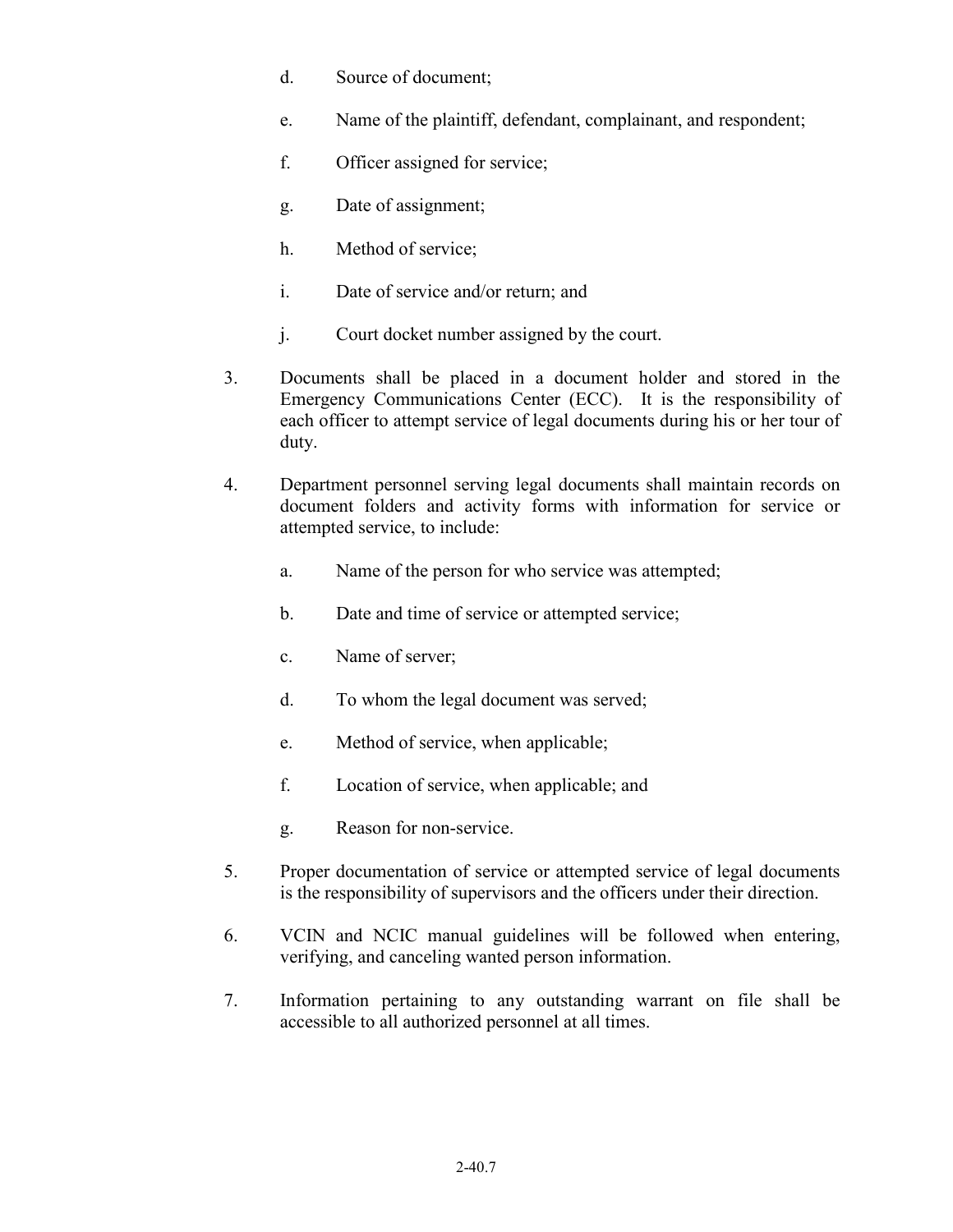d. Source of document;

e. Name of the plaintiff, defendant, complainant, and respondent;

f. Officer assigned for service;

g. Date of assignment;

h. Method of service;

i. Date of service and/or return; and

j. Court docket number assigned by the court.

3. Documents shall be placed in a document holder and stored in the Emergency Communications Center (ECC). It is the responsibility of each officer to attempt service of legal documents during his or her tour of duty.

4. Department personnel serving legal documents shall maintain records on document folders and activity forms with information for service or attempted service, to include:

   a. Name of the person for who service was attempted;

   b. Date and time of service or attempted service;

   c. Name of server;

   d. To whom the legal document was served;

   e. Method of service, when applicable;

   f. Location of service, when applicable; and

   g. Reason for non-service.

5. Proper documentation of service or attempted service of legal documents is the responsibility of supervisors and the officers under their direction.

6. VCIN and NCIC manual guidelines will be followed when entering, verifying, and canceling wanted person information.

7. Information pertaining to any outstanding warrant on file shall be accessible to all authorized personnel at all times.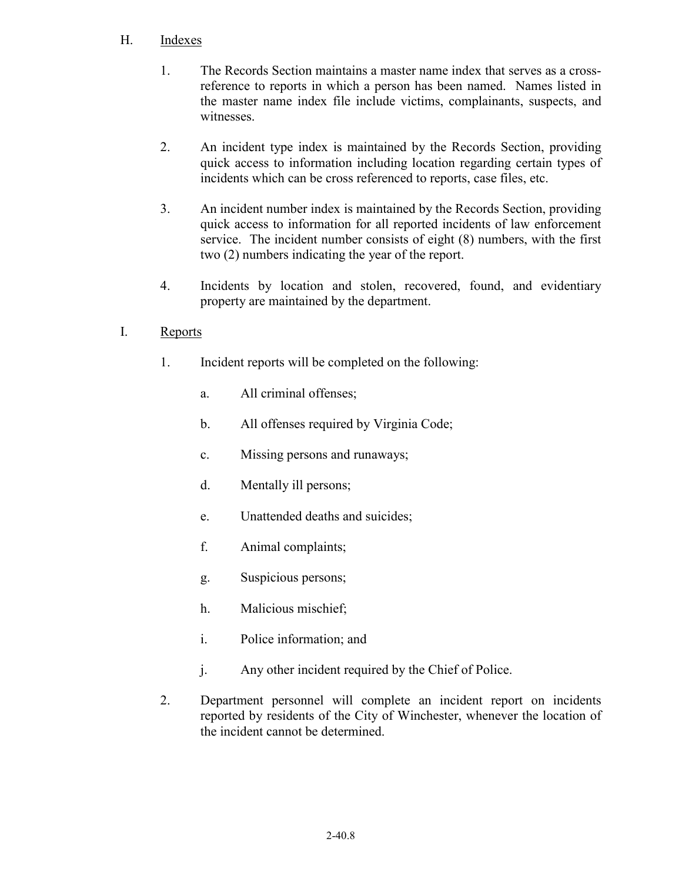## H. Indexes

1. The Records Section maintains a master name index that serves as a cross-reference to reports in which a person has been named. Names listed in the master name index file include victims, complainants, suspects, and witnesses.

2. An incident type index is maintained by the Records Section, providing quick access to information including location regarding certain types of incidents which can be cross referenced to reports, case files, etc.

3. An incident number index is maintained by the Records Section, providing quick access to information for all reported incidents of law enforcement service. The incident number consists of eight (8) numbers, with the first two (2) numbers indicating the year of the report.

4. Incidents by location and stolen, recovered, found, and evidentiary property are maintained by the department.

## I. Reports

1. Incident reports will be completed on the following:

   a. All criminal offenses;

   b. All offenses required by Virginia Code;

   c. Missing persons and runaways;

   d. Mentally ill persons;

   e. Unattended deaths and suicides;

   f. Animal complaints;

   g. Suspicious persons;

   h. Malicious mischief;

   i. Police information; and

   j. Any other incident required by the Chief of Police.

2. Department personnel will complete an incident report on incidents reported by residents of the City of Winchester, whenever the location of the incident cannot be determined.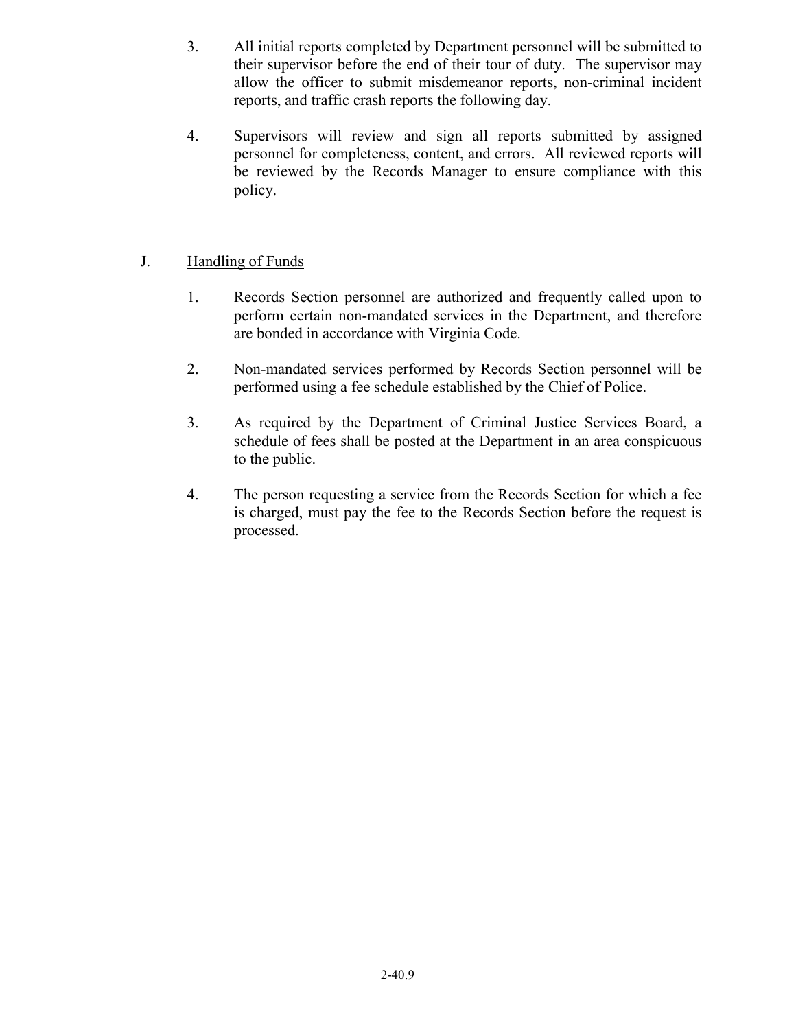3. All initial reports completed by Department personnel will be submitted to their supervisor before the end of their tour of duty. The supervisor may allow the officer to submit misdemeanor reports, non-criminal incident reports, and traffic crash reports the following day.

4. Supervisors will review and sign all reports submitted by assigned personnel for completeness, content, and errors. All reviewed reports will be reviewed by the Records Manager to ensure compliance with this policy.

J. <u>Handling of Funds</u>

1. Records Section personnel are authorized and frequently called upon to perform certain non-mandated services in the Department, and therefore are bonded in accordance with Virginia Code.

2. Non-mandated services performed by Records Section personnel will be performed using a fee schedule established by the Chief of Police.

3. As required by the Department of Criminal Justice Services Board, a schedule of fees shall be posted at the Department in an area conspicuous to the public.

4. The person requesting a service from the Records Section for which a fee is charged, must pay the fee to the Records Section before the request is processed.